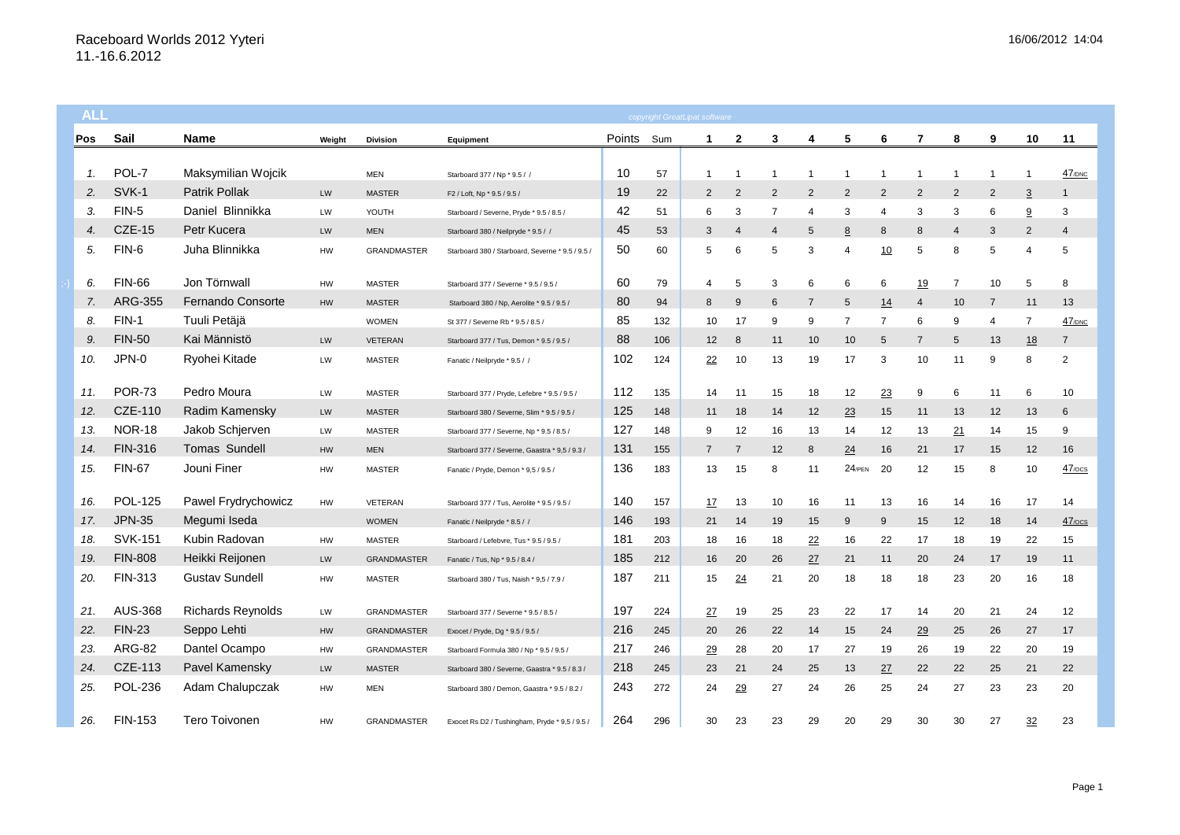# Raceboard Worlds 2012 Yyteri

11.-16.6.2012

16/06/2012 14:04

**ALL**

*copyright GreatLipat software*

| Pos | Sail | Name | Weight | Division | Equipment | Points | Sum | 1 | 2 | 3 | 4 | 5 | 6 | 7 | 8 | 9 | 10 | 11 |
|---|---|---|---|---|---|---|---|---|---|---|---|---|---|---|---|---|---|---|
| 1. | POL-7 | Maksymilian Wojcik | | MEN | Starboard 377 / Np * 9.5 / / | 10 | 57 | 1 | 1 | 1 | 1 | 1 | 1 | 1 | 1 | 1 | 1 | 47/DNC |
| 2. | SVK-1 | Patrik Pollak | LW | MASTER | F2 / Loft, Np * 9.5 / 9.5 / | 19 | 22 | 2 | 2 | 2 | 2 | 2 | 2 | 2 | 2 | 2 | 3 | 1 |
| 3. | FIN-5 | Daniel Blinnikka | LW | YOUTH | Starboard / Severne, Pryde * 9.5 / 8.5 / | 42 | 51 | 6 | 3 | 7 | 4 | 3 | 4 | 3 | 3 | 6 | 9 | 3 |
| 4. | CZE-15 | Petr Kucera | LW | MEN | Starboard 380 / Neilpryde * 9.5 / / | 45 | 53 | 3 | 4 | 4 | 5 | 8 | 8 | 8 | 4 | 3 | 2 | 4 |
| 5. | FIN-6 | Juha Blinnikka | HW | GRANDMASTER | Starboard 380 / Starboard, Severne * 9.5 / 9.5 / | 50 | 60 | 5 | 6 | 5 | 3 | 4 | 10 | 5 | 8 | 5 | 4 | 5 |
| 6. | FIN-66 | Jon Törnwall | HW | MASTER | Starboard 377 / Severne * 9.5 / 9.5 / | 60 | 79 | 4 | 5 | 3 | 6 | 6 | 6 | 19 | 7 | 10 | 5 | 8 |
| 7. | ARG-355 | Fernando Consorte | HW | MASTER | Starboard 380 / Np, Aerolite * 9.5 / 9.5 / | 80 | 94 | 8 | 9 | 6 | 7 | 5 | 14 | 4 | 10 | 7 | 11 | 13 |
| 8. | FIN-1 | Tuuli Petäjä | | WOMEN | St 377 / Severne Rb * 9.5 / 8.5 / | 85 | 132 | 10 | 17 | 9 | 9 | 7 | 7 | 6 | 9 | 4 | 7 | 47/DNC |
| 9. | FIN-50 | Kai Männistö | LW | VETERAN | Starboard 377 / Tus, Demon * 9.5 / 9.5 / | 88 | 106 | 12 | 8 | 11 | 10 | 10 | 5 | 7 | 5 | 13 | 18 | 7 |
| 10. | JPN-0 | Ryohei Kitade | LW | MASTER | Fanatic / Neilpryde * 9.5 / / | 102 | 124 | 22 | 10 | 13 | 19 | 17 | 3 | 10 | 11 | 9 | 8 | 2 |
| 11. | POR-73 | Pedro Moura | LW | MASTER | Starboard 377 / Pryde, Lefebre * 9.5 / 9.5 / | 112 | 135 | 14 | 11 | 15 | 18 | 12 | 23 | 9 | 6 | 11 | 6 | 10 |
| 12. | CZE-110 | Radim Kamensky | LW | MASTER | Starboard 380 / Severne, Slim * 9.5 / 9.5 / | 125 | 148 | 11 | 18 | 14 | 12 | 23 | 15 | 11 | 13 | 12 | 13 | 6 |
| 13. | NOR-18 | Jakob Schjerven | LW | MASTER | Starboard 377 / Severne, Np * 9.5 / 8.5 / | 127 | 148 | 9 | 12 | 16 | 13 | 14 | 12 | 13 | 21 | 14 | 15 | 9 |
| 14. | FIN-316 | Tomas Sundell | HW | MEN | Starboard 377 / Severne, Gaastra * 9,5 / 9.3 / | 131 | 155 | 7 | 7 | 12 | 8 | 24 | 16 | 21 | 17 | 15 | 12 | 16 |
| 15. | FIN-67 | Jouni Finer | HW | MASTER | Fanatic / Pryde, Demon * 9,5 / 9.5 / | 136 | 183 | 13 | 15 | 8 | 11 | 24/PEN | 20 | 12 | 15 | 8 | 10 | 47/OCS |
| 16. | POL-125 | Pawel Frydrychowicz | HW | VETERAN | Starboard 377 / Tus, Aerolite * 9.5 / 9.5 / | 140 | 157 | 17 | 13 | 10 | 16 | 11 | 13 | 16 | 14 | 16 | 17 | 14 |
| 17. | JPN-35 | Megumi Iseda | | WOMEN | Fanatic / Neilpryde * 8.5 / / | 146 | 193 | 21 | 14 | 19 | 15 | 9 | 9 | 15 | 12 | 18 | 14 | 47/OCS |
| 18. | SVK-151 | Kubin Radovan | HW | MASTER | Starboard / Lefebvre, Tus * 9.5 / 9.5 / | 181 | 203 | 18 | 16 | 18 | 22 | 16 | 22 | 17 | 18 | 19 | 22 | 15 |
| 19. | FIN-808 | Heikki Reijonen | LW | GRANDMASTER | Fanatic / Tus, Np * 9.5 / 8.4 / | 185 | 212 | 16 | 20 | 26 | 27 | 21 | 11 | 20 | 24 | 17 | 19 | 11 |
| 20. | FIN-313 | Gustav Sundell | HW | MASTER | Starboard 380 / Tus, Naish * 9,5 / 7.9 / | 187 | 211 | 15 | 24 | 21 | 20 | 18 | 18 | 18 | 23 | 20 | 16 | 18 |
| 21. | AUS-368 | Richards Reynolds | LW | GRANDMASTER | Starboard 377 / Severne * 9.5 / 8.5 / | 197 | 224 | 27 | 19 | 25 | 23 | 22 | 17 | 14 | 20 | 21 | 24 | 12 |
| 22. | FIN-23 | Seppo Lehti | HW | GRANDMASTER | Exocet / Pryde, Dg * 9.5 / 9.5 / | 216 | 245 | 20 | 26 | 22 | 14 | 15 | 24 | 29 | 25 | 26 | 27 | 17 |
| 23. | ARG-82 | Dantel Ocampo | HW | GRANDMASTER | Starboard Formula 380 / Np * 9.5 / 9.5 / | 217 | 246 | 29 | 28 | 20 | 17 | 27 | 19 | 26 | 19 | 22 | 20 | 19 |
| 24. | CZE-113 | Pavel Kamensky | LW | MASTER | Starboard 380 / Severne, Gaastra * 9.5 / 8.3 / | 218 | 245 | 23 | 21 | 24 | 25 | 13 | 27 | 22 | 22 | 25 | 21 | 22 |
| 25. | POL-236 | Adam Chalupczak | HW | MEN | Starboard 380 / Demon, Gaastra * 9.5 / 8.2 / | 243 | 272 | 24 | 29 | 27 | 24 | 26 | 25 | 24 | 27 | 23 | 23 | 20 |
| 26. | FIN-153 | Tero Toivonen | HW | GRANDMASTER | Exocet Rs D2 / Tushingham, Pryde * 9,5 / 9.5 / | 264 | 296 | 30 | 23 | 23 | 29 | 20 | 29 | 30 | 30 | 27 | 32 | 23 |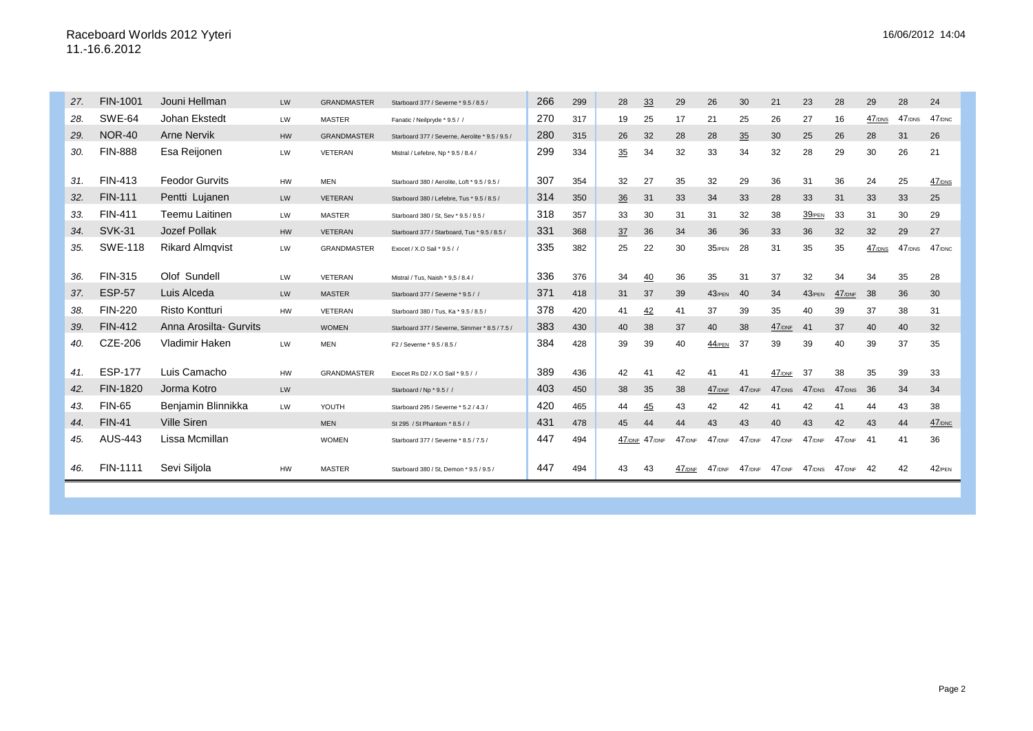Raceboard Worlds 2012 Yyteri
11.-16.6.2012

16/06/2012 14:04

| | | | | | | | | | | | | | | | | | | | | | |
|---|---|---|---|---|---|---|---|---|---|---|---|---|---|---|---|---|---|---|---|---|---|
| 27. | FIN-1001 | Jouni Hellman | LW | GRANDMASTER | Starboard 377 / Severne * 9.5 / 8.5 / | 266 | 299 | 28 | 33 | 29 | 26 | 30 | 21 | 23 | 28 | 29 | 28 | 24 |
| 28. | SWE-64 | Johan Ekstedt | LW | MASTER | Fanatic / Neilpryde * 9.5 / / | 270 | 317 | 19 | 25 | 17 | 21 | 25 | 26 | 27 | 16 | 47/DNS | 47/DNS | 47/DNC |
| 29. | NOR-40 | Arne Nervik | HW | GRANDMASTER | Starboard 377 / Severne, Aerolite * 9.5 / 9.5 / | 280 | 315 | 26 | 32 | 28 | 28 | 35 | 30 | 25 | 26 | 28 | 31 | 26 |
| 30. | FIN-888 | Esa Reijonen | LW | VETERAN | Mistral / Lefebre, Np * 9.5 / 8.4 / | 299 | 334 | 35 | 34 | 32 | 33 | 34 | 32 | 28 | 29 | 30 | 26 | 21 |
| 31. | FIN-413 | Feodor Gurvits | HW | MEN | Starboard 380 / Aerolite, Loft * 9.5 / 9.5 / | 307 | 354 | 32 | 27 | 35 | 32 | 29 | 36 | 31 | 36 | 24 | 25 | 47/DNS |
| 32. | FIN-111 | Pentti Lujanen | LW | VETERAN | Starboard 380 / Lefebre, Tus * 9.5 / 8.5 / | 314 | 350 | 36 | 31 | 33 | 34 | 33 | 28 | 33 | 31 | 33 | 33 | 25 |
| 33. | FIN-411 | Teemu Laitinen | LW | MASTER | Starboard 380 / St, Sev * 9.5 / 9.5 / | 318 | 357 | 33 | 30 | 31 | 31 | 32 | 38 | 39/PEN | 33 | 31 | 30 | 29 |
| 34. | SVK-31 | Jozef Pollak | HW | VETERAN | Starboard 377 / Starboard, Tus * 9.5 / 8.5 / | 331 | 368 | 37 | 36 | 34 | 36 | 36 | 33 | 36 | 32 | 32 | 29 | 27 |
| 35. | SWE-118 | Rikard Almqvist | LW | GRANDMASTER | Exocet / X.O Sail * 9.5 / / | 335 | 382 | 25 | 22 | 30 | 35/PEN | 28 | 31 | 35 | 35 | 47/DNS | 47/DNS | 47/DNC |
| 36. | FIN-315 | Olof Sundell | LW | VETERAN | Mistral / Tus, Naish * 9,5 / 8.4 / | 336 | 376 | 34 | 40 | 36 | 35 | 31 | 37 | 32 | 34 | 34 | 35 | 28 |
| 37. | ESP-57 | Luis Alceda | LW | MASTER | Starboard 377 / Severne * 9.5 / / | 371 | 418 | 31 | 37 | 39 | 43/PEN | 40 | 34 | 43/PEN | 47/DNF | 38 | 36 | 30 |
| 38. | FIN-220 | Risto Kontturi | HW | VETERAN | Starboard 380 / Tus, Ka * 9.5 / 8.5 / | 378 | 420 | 41 | 42 | 41 | 37 | 39 | 35 | 40 | 39 | 37 | 38 | 31 |
| 39. | FIN-412 | Anna Arosilta- Gurvits | | WOMEN | Starboard 377 / Severne, Simmer * 8.5 / 7.5 / | 383 | 430 | 40 | 38 | 37 | 40 | 38 | 47/DNF | 41 | 37 | 40 | 40 | 32 |
| 40. | CZE-206 | Vladimir Haken | LW | MEN | F2 / Severne * 9.5 / 8.5 / | 384 | 428 | 39 | 39 | 40 | 44/PEN | 37 | 39 | 39 | 40 | 39 | 37 | 35 |
| 41. | ESP-177 | Luis Camacho | HW | GRANDMASTER | Exocet Rs D2 / X.O Sail * 9.5 / / | 389 | 436 | 42 | 41 | 42 | 41 | 41 | 47/DNF | 37 | 38 | 35 | 39 | 33 |
| 42. | FIN-1820 | Jorma Kotro | LW | | Starboard / Np * 9.5 / / | 403 | 450 | 38 | 35 | 38 | 47/DNF | 47/DNF | 47/DNS | 47/DNS | 47/DNS | 36 | 34 | 34 |
| 43. | FIN-65 | Benjamin Blinnikka | LW | YOUTH | Starboard 295 / Severne * 5.2 / 4.3 / | 420 | 465 | 44 | 45 | 43 | 42 | 42 | 41 | 42 | 41 | 44 | 43 | 38 |
| 44. | FIN-41 | Ville Siren | | MEN | St 295 / St Phantom * 8.5 / / | 431 | 478 | 45 | 44 | 44 | 43 | 43 | 40 | 43 | 42 | 43 | 44 | 47/DNC |
| 45. | AUS-443 | Lissa Mcmillan | | WOMEN | Starboard 377 / Severne * 8.5 / 7.5 / | 447 | 494 | 47/DNF | 47/DNF | 47/DNF | 47/DNF | 47/DNF | 47/DNF | 47/DNF | 47/DNF | 41 | 41 | 36 |
| 46. | FIN-1111 | Sevi Siljola | HW | MASTER | Starboard 380 / St, Demon * 9.5 / 9.5 / | 447 | 494 | 43 | 43 | 47/DNF | 47/DNF | 47/DNF | 47/DNF | 47/DNS | 47/DNF | 42 | 42 | 42/PEN |